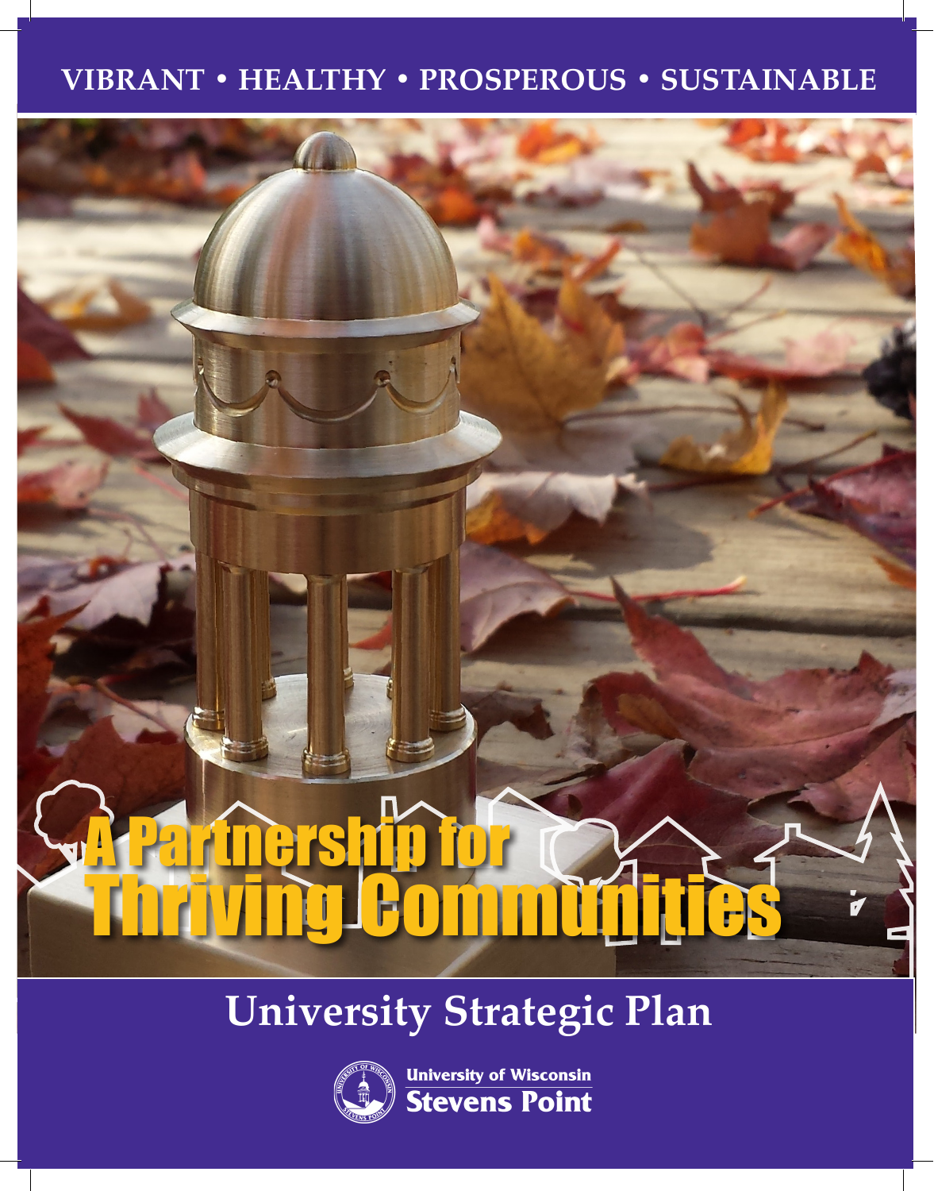VIBRANT • HEALTHY • PROSPEROUS • SUSTAINABLE

# A Partnership for Thriving Communities

## University Strategic Plan

University of Wisconsin
Stevens Point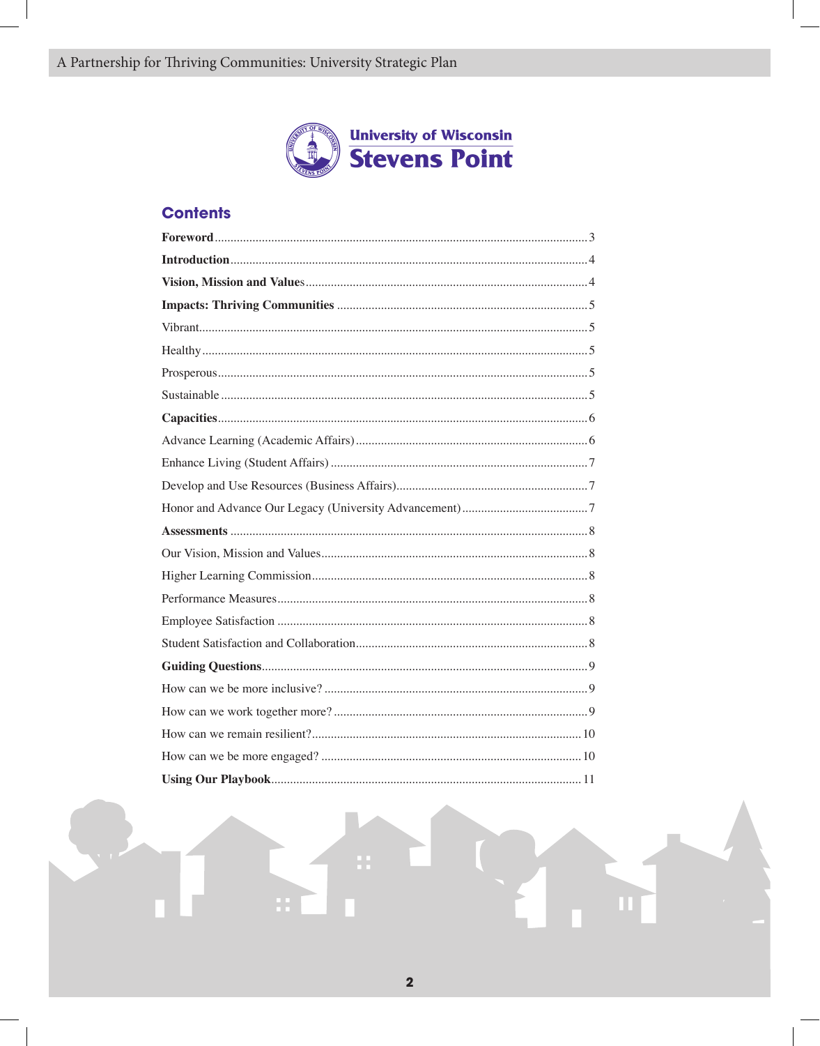University of Wisconsin
Stevens Point

## Contents

| | |
|---|---|
| **Foreword** | 3 |
| **Introduction** | 4 |
| **Vision, Mission and Values** | 4 |
| **Impacts: Thriving Communities** | 5 |
| Vibrant | 5 |
| Healthy | 5 |
| Prosperous | 5 |
| Sustainable | 5 |
| **Capacities** | 6 |
| Advance Learning (Academic Affairs) | 6 |
| Enhance Living (Student Affairs) | 7 |
| Develop and Use Resources (Business Affairs) | 7 |
| Honor and Advance Our Legacy (University Advancement) | 7 |
| **Assessments** | 8 |
| Our Vision, Mission and Values | 8 |
| Higher Learning Commission | 8 |
| Performance Measures | 8 |
| Employee Satisfaction | 8 |
| Student Satisfaction and Collaboration | 8 |
| **Guiding Questions** | 9 |
| How can we be more inclusive? | 9 |
| How can we work together more? | 9 |
| How can we remain resilient? | 10 |
| How can we be more engaged? | 10 |
| **Using Our Playbook** | 11 |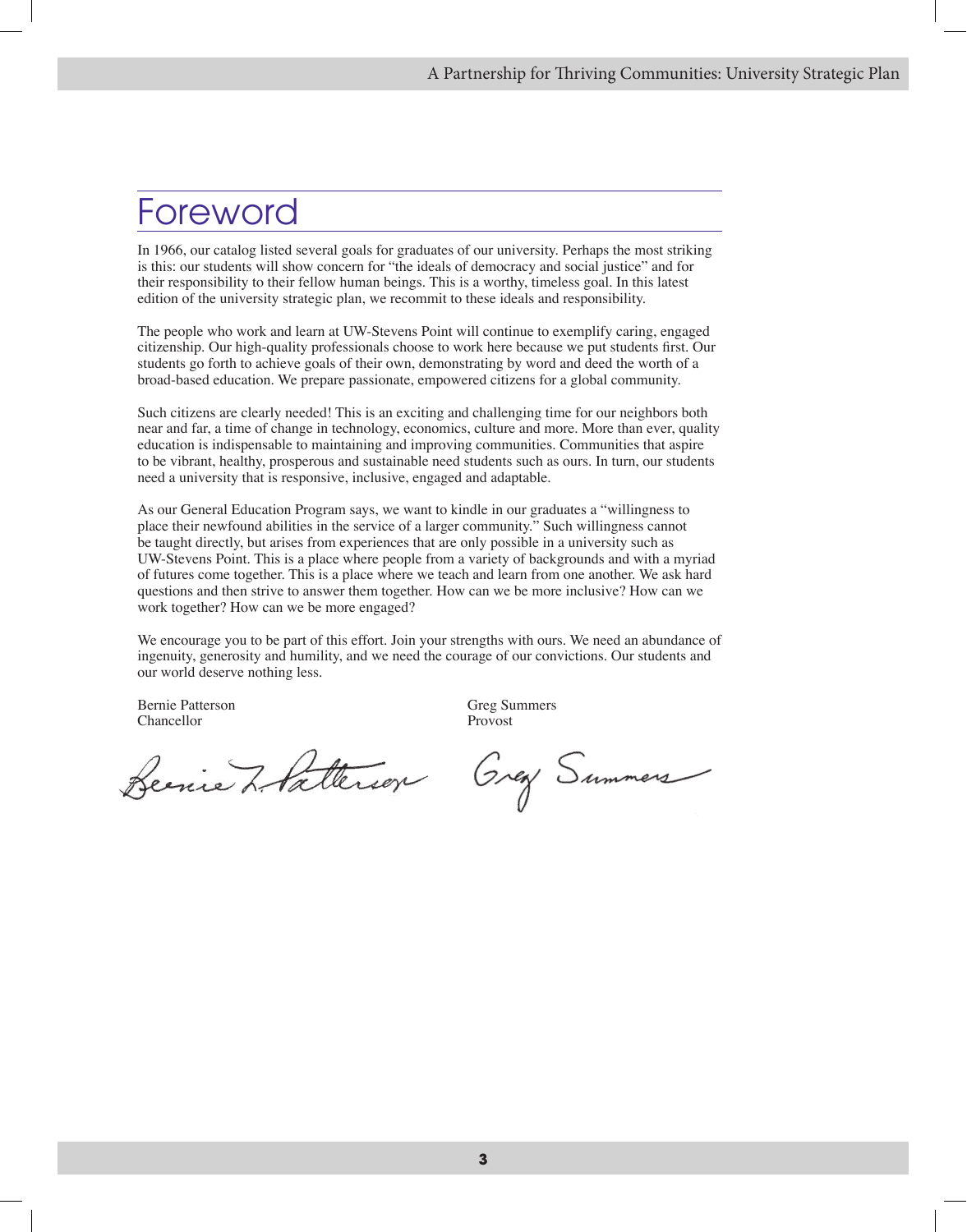# Foreword

In 1966, our catalog listed several goals for graduates of our university. Perhaps the most striking is this: our students will show concern for "the ideals of democracy and social justice" and for their responsibility to their fellow human beings. This is a worthy, timeless goal. In this latest edition of the university strategic plan, we recommit to these ideals and responsibility.

The people who work and learn at UW-Stevens Point will continue to exemplify caring, engaged citizenship. Our high-quality professionals choose to work here because we put students first. Our students go forth to achieve goals of their own, demonstrating by word and deed the worth of a broad-based education. We prepare passionate, empowered citizens for a global community.

Such citizens are clearly needed! This is an exciting and challenging time for our neighbors both near and far, a time of change in technology, economics, culture and more. More than ever, quality education is indispensable to maintaining and improving communities. Communities that aspire to be vibrant, healthy, prosperous and sustainable need students such as ours. In turn, our students need a university that is responsive, inclusive, engaged and adaptable.

As our General Education Program says, we want to kindle in our graduates a "willingness to place their newfound abilities in the service of a larger community." Such willingness cannot be taught directly, but arises from experiences that are only possible in a university such as UW-Stevens Point. This is a place where people from a variety of backgrounds and with a myriad of futures come together. This is a place where we teach and learn from one another. We ask hard questions and then strive to answer them together. How can we be more inclusive? How can we work together? How can we be more engaged?

We encourage you to be part of this effort. Join your strengths with ours. We need an abundance of ingenuity, generosity and humility, and we need the courage of our convictions. Our students and our world deserve nothing less.

Bernie Patterson
Chancellor

Greg Summers
Provost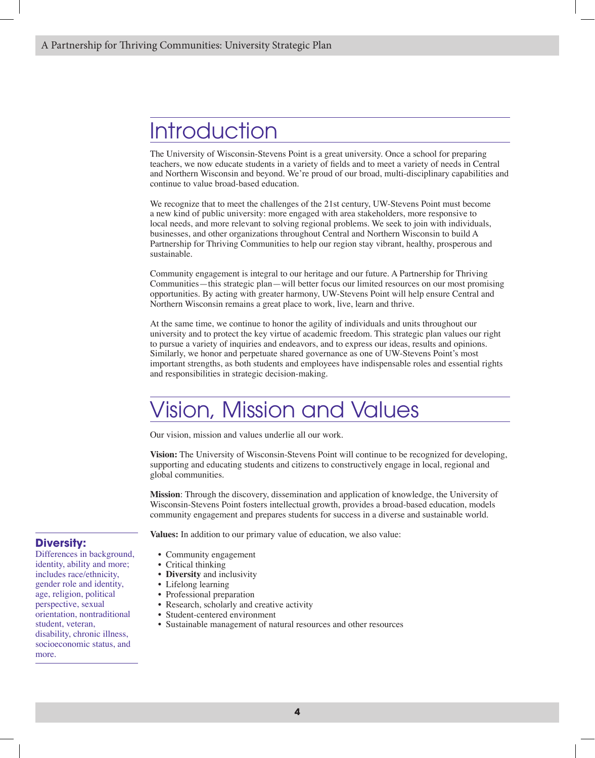# Introduction

The University of Wisconsin-Stevens Point is a great university. Once a school for preparing teachers, we now educate students in a variety of fields and to meet a variety of needs in Central and Northern Wisconsin and beyond. We're proud of our broad, multi-disciplinary capabilities and continue to value broad-based education.

We recognize that to meet the challenges of the 21st century, UW-Stevens Point must become a new kind of public university: more engaged with area stakeholders, more responsive to local needs, and more relevant to solving regional problems. We seek to join with individuals, businesses, and other organizations throughout Central and Northern Wisconsin to build A Partnership for Thriving Communities to help our region stay vibrant, healthy, prosperous and sustainable.

Community engagement is integral to our heritage and our future. A Partnership for Thriving Communities—this strategic plan—will better focus our limited resources on our most promising opportunities. By acting with greater harmony, UW-Stevens Point will help ensure Central and Northern Wisconsin remains a great place to work, live, learn and thrive.

At the same time, we continue to honor the agility of individuals and units throughout our university and to protect the key virtue of academic freedom. This strategic plan values our right to pursue a variety of inquiries and endeavors, and to express our ideas, results and opinions. Similarly, we honor and perpetuate shared governance as one of UW-Stevens Point's most important strengths, as both students and employees have indispensable roles and essential rights and responsibilities in strategic decision-making.

# Vision, Mission and Values

Our vision, mission and values underlie all our work.

**Vision:** The University of Wisconsin-Stevens Point will continue to be recognized for developing, supporting and educating students and citizens to constructively engage in local, regional and global communities.

**Mission**: Through the discovery, dissemination and application of knowledge, the University of Wisconsin-Stevens Point fosters intellectual growth, provides a broad-based education, models community engagement and prepares students for success in a diverse and sustainable world.

**Values:** In addition to our primary value of education, we also value:

- Community engagement
- Critical thinking
- **Diversity** and inclusivity
- Lifelong learning
- Professional preparation
- Research, scholarly and creative activity
- Student-centered environment
- Sustainable management of natural resources and other resources

**Diversity:**
Differences in background, identity, ability and more; includes race/ethnicity, gender role and identity, age, religion, political perspective, sexual orientation, nontraditional student, veteran, disability, chronic illness, socioeconomic status, and more.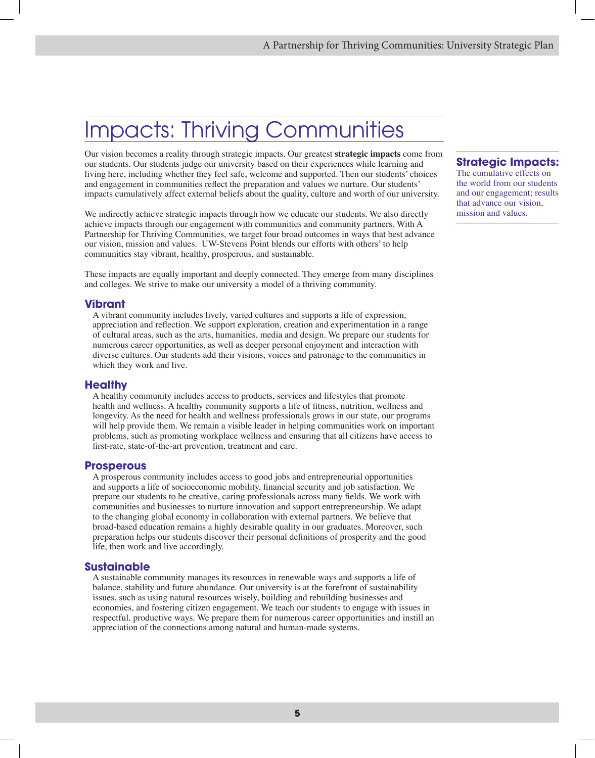# Impacts: Thriving Communities

Our vision becomes a reality through strategic impacts. Our greatest **strategic impacts** come from our students. Our students judge our university based on their experiences while learning and living here, including whether they feel safe, welcome and supported. Then our students' choices and engagement in communities reflect the preparation and values we nurture. Our students' impacts cumulatively affect external beliefs about the quality, culture and worth of our university.

We indirectly achieve strategic impacts through how we educate our students. We also directly achieve impacts through our engagement with communities and community partners. With A Partnership for Thriving Communities, we target four broad outcomes in ways that best advance our vision, mission and values. UW-Stevens Point blends our efforts with others' to help communities stay vibrant, healthy, prosperous, and sustainable.

These impacts are equally important and deeply connected. They emerge from many disciplines and colleges. We strive to make our university a model of a thriving community.

> **Strategic Impacts:** The cumulative effects on the world from our students and our engagement; results that advance our vision, mission and values.

## Vibrant

A vibrant community includes lively, varied cultures and supports a life of expression, appreciation and reflection. We support exploration, creation and experimentation in a range of cultural areas, such as the arts, humanities, media and design. We prepare our students for numerous career opportunities, as well as deeper personal enjoyment and interaction with diverse cultures. Our students add their visions, voices and patronage to the communities in which they work and live.

## Healthy

A healthy community includes access to products, services and lifestyles that promote health and wellness. A healthy community supports a life of fitness, nutrition, wellness and longevity. As the need for health and wellness professionals grows in our state, our programs will help provide them. We remain a visible leader in helping communities work on important problems, such as promoting workplace wellness and ensuring that all citizens have access to first-rate, state-of-the-art prevention, treatment and care.

## Prosperous

A prosperous community includes access to good jobs and entrepreneurial opportunities and supports a life of socioeconomic mobility, financial security and job satisfaction. We prepare our students to be creative, caring professionals across many fields. We work with communities and businesses to nurture innovation and support entrepreneurship. We adapt to the changing global economy in collaboration with external partners. We believe that broad-based education remains a highly desirable quality in our graduates. Moreover, such preparation helps our students discover their personal definitions of prosperity and the good life, then work and live accordingly.

## Sustainable

A sustainable community manages its resources in renewable ways and supports a life of balance, stability and future abundance. Our university is at the forefront of sustainability issues, such as using natural resources wisely, building and rebuilding businesses and economies, and fostering citizen engagement. We teach our students to engage with issues in respectful, productive ways. We prepare them for numerous career opportunities and instill an appreciation of the connections among natural and human-made systems.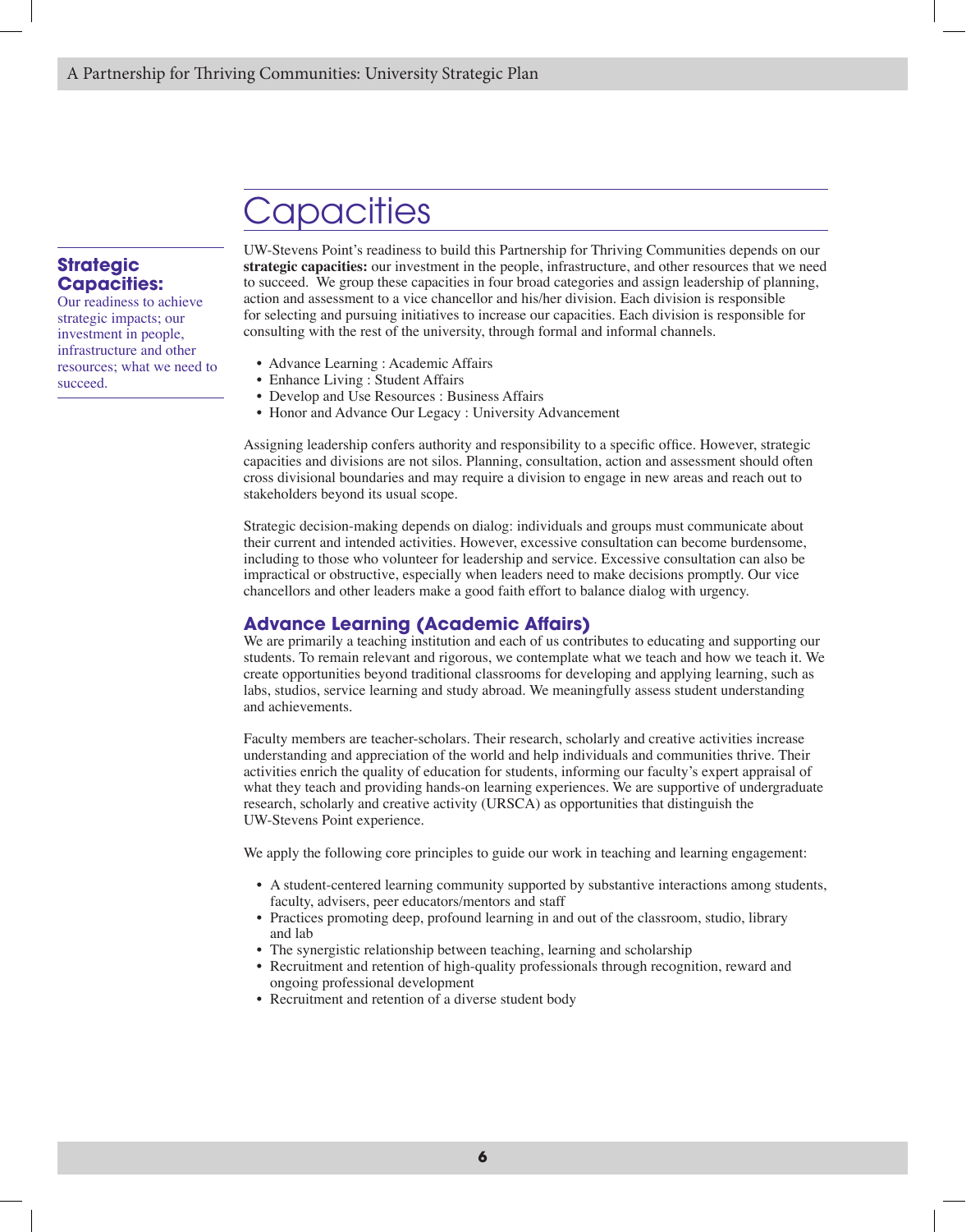# Capacities

**Strategic Capacities:**
Our readiness to achieve strategic impacts; our investment in people, infrastructure and other resources; what we need to succeed.

UW-Stevens Point's readiness to build this Partnership for Thriving Communities depends on our **strategic capacities:** our investment in the people, infrastructure, and other resources that we need to succeed. We group these capacities in four broad categories and assign leadership of planning, action and assessment to a vice chancellor and his/her division. Each division is responsible for selecting and pursuing initiatives to increase our capacities. Each division is responsible for consulting with the rest of the university, through formal and informal channels.

- Advance Learning : Academic Affairs
- Enhance Living : Student Affairs
- Develop and Use Resources : Business Affairs
- Honor and Advance Our Legacy : University Advancement

Assigning leadership confers authority and responsibility to a specific office. However, strategic capacities and divisions are not silos. Planning, consultation, action and assessment should often cross divisional boundaries and may require a division to engage in new areas and reach out to stakeholders beyond its usual scope.

Strategic decision-making depends on dialog: individuals and groups must communicate about their current and intended activities. However, excessive consultation can become burdensome, including to those who volunteer for leadership and service. Excessive consultation can also be impractical or obstructive, especially when leaders need to make decisions promptly. Our vice chancellors and other leaders make a good faith effort to balance dialog with urgency.

## Advance Learning (Academic Affairs)

We are primarily a teaching institution and each of us contributes to educating and supporting our students. To remain relevant and rigorous, we contemplate what we teach and how we teach it. We create opportunities beyond traditional classrooms for developing and applying learning, such as labs, studios, service learning and study abroad. We meaningfully assess student understanding and achievements.

Faculty members are teacher-scholars. Their research, scholarly and creative activities increase understanding and appreciation of the world and help individuals and communities thrive. Their activities enrich the quality of education for students, informing our faculty's expert appraisal of what they teach and providing hands-on learning experiences. We are supportive of undergraduate research, scholarly and creative activity (URSCA) as opportunities that distinguish the UW-Stevens Point experience.

We apply the following core principles to guide our work in teaching and learning engagement:

- A student-centered learning community supported by substantive interactions among students, faculty, advisers, peer educators/mentors and staff
- Practices promoting deep, profound learning in and out of the classroom, studio, library and lab
- The synergistic relationship between teaching, learning and scholarship
- Recruitment and retention of high-quality professionals through recognition, reward and ongoing professional development
- Recruitment and retention of a diverse student body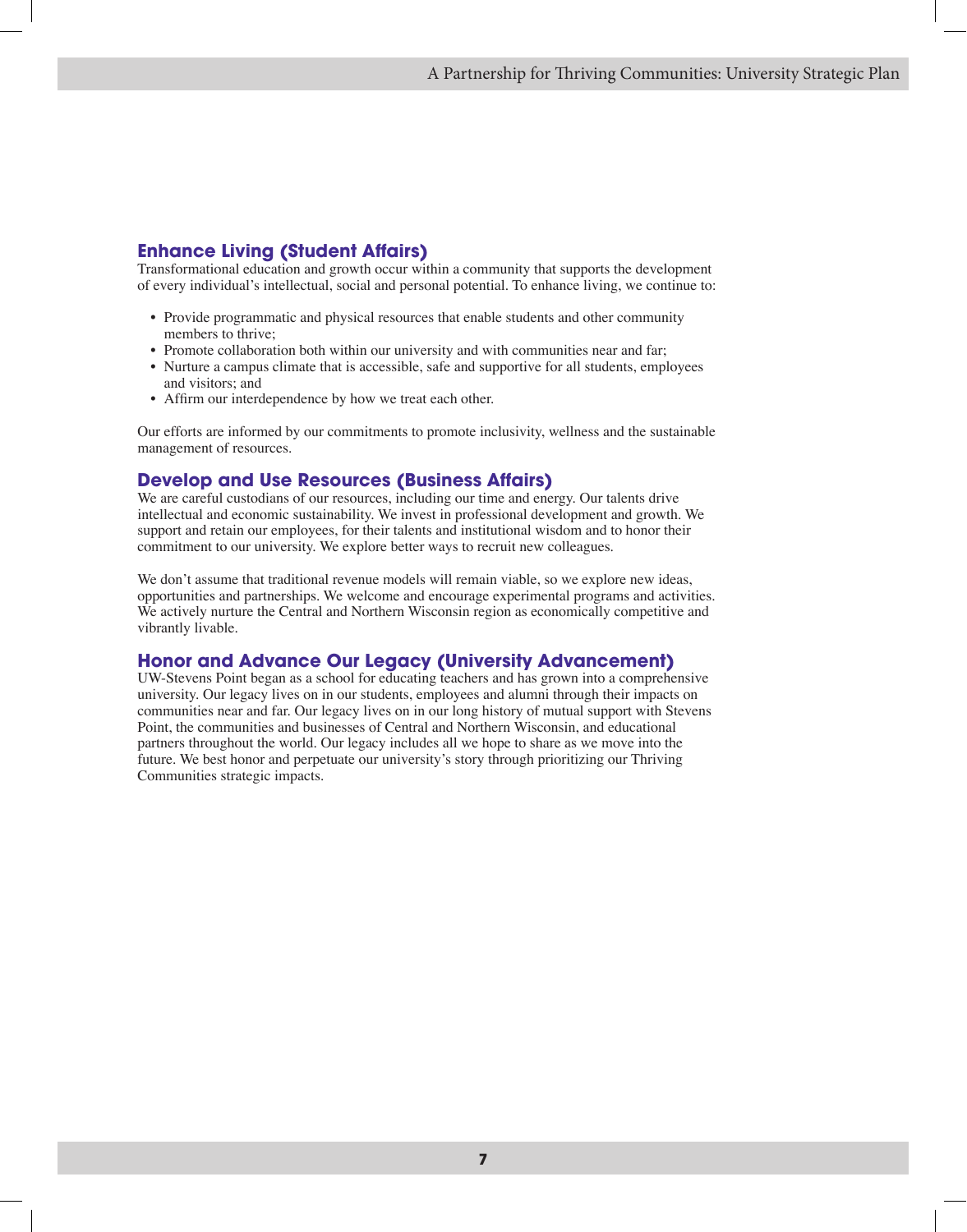## Enhance Living (Student Affairs)

Transformational education and growth occur within a community that supports the development of every individual's intellectual, social and personal potential. To enhance living, we continue to:

- Provide programmatic and physical resources that enable students and other community members to thrive;
- Promote collaboration both within our university and with communities near and far;
- Nurture a campus climate that is accessible, safe and supportive for all students, employees and visitors; and
- Affirm our interdependence by how we treat each other.

Our efforts are informed by our commitments to promote inclusivity, wellness and the sustainable management of resources.

## Develop and Use Resources (Business Affairs)

We are careful custodians of our resources, including our time and energy. Our talents drive intellectual and economic sustainability. We invest in professional development and growth. We support and retain our employees, for their talents and institutional wisdom and to honor their commitment to our university. We explore better ways to recruit new colleagues.

We don't assume that traditional revenue models will remain viable, so we explore new ideas, opportunities and partnerships. We welcome and encourage experimental programs and activities. We actively nurture the Central and Northern Wisconsin region as economically competitive and vibrantly livable.

## Honor and Advance Our Legacy (University Advancement)

UW-Stevens Point began as a school for educating teachers and has grown into a comprehensive university. Our legacy lives on in our students, employees and alumni through their impacts on communities near and far. Our legacy lives on in our long history of mutual support with Stevens Point, the communities and businesses of Central and Northern Wisconsin, and educational partners throughout the world. Our legacy includes all we hope to share as we move into the future. We best honor and perpetuate our university's story through prioritizing our Thriving Communities strategic impacts.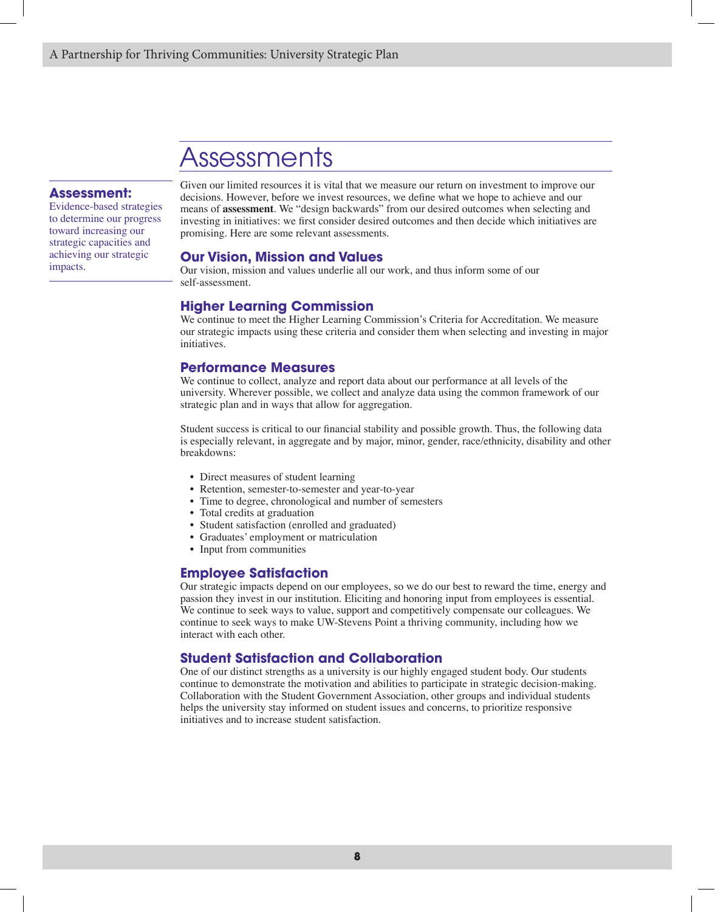# Assessments

**Assessment:** Evidence-based strategies to determine our progress toward increasing our strategic capacities and achieving our strategic impacts.

Given our limited resources it is vital that we measure our return on investment to improve our decisions. However, before we invest resources, we define what we hope to achieve and our means of **assessment**. We "design backwards" from our desired outcomes when selecting and investing in initiatives: we first consider desired outcomes and then decide which initiatives are promising. Here are some relevant assessments.

## Our Vision, Mission and Values

Our vision, mission and values underlie all our work, and thus inform some of our self-assessment.

## Higher Learning Commission

We continue to meet the Higher Learning Commission's Criteria for Accreditation. We measure our strategic impacts using these criteria and consider them when selecting and investing in major initiatives.

## Performance Measures

We continue to collect, analyze and report data about our performance at all levels of the university. Wherever possible, we collect and analyze data using the common framework of our strategic plan and in ways that allow for aggregation.

Student success is critical to our financial stability and possible growth. Thus, the following data is especially relevant, in aggregate and by major, minor, gender, race/ethnicity, disability and other breakdowns:

- Direct measures of student learning
- Retention, semester-to-semester and year-to-year
- Time to degree, chronological and number of semesters
- Total credits at graduation
- Student satisfaction (enrolled and graduated)
- Graduates' employment or matriculation
- Input from communities

## Employee Satisfaction

Our strategic impacts depend on our employees, so we do our best to reward the time, energy and passion they invest in our institution. Eliciting and honoring input from employees is essential. We continue to seek ways to value, support and competitively compensate our colleagues. We continue to seek ways to make UW-Stevens Point a thriving community, including how we interact with each other.

## Student Satisfaction and Collaboration

One of our distinct strengths as a university is our highly engaged student body. Our students continue to demonstrate the motivation and abilities to participate in strategic decision-making. Collaboration with the Student Government Association, other groups and individual students helps the university stay informed on student issues and concerns, to prioritize responsive initiatives and to increase student satisfaction.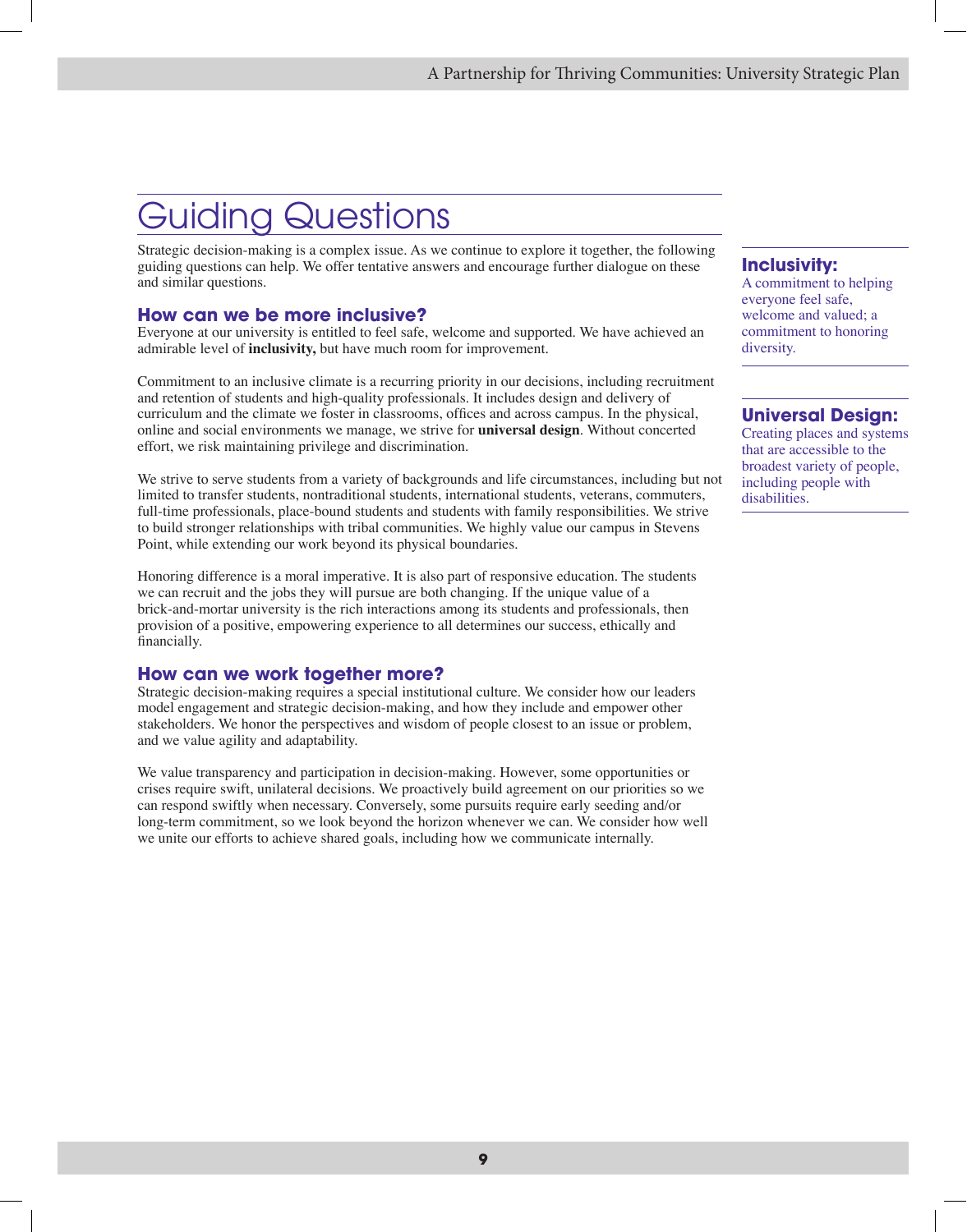# Guiding Questions

Strategic decision-making is a complex issue. As we continue to explore it together, the following guiding questions can help. We offer tentative answers and encourage further dialogue on these and similar questions.

## How can we be more inclusive?

Everyone at our university is entitled to feel safe, welcome and supported. We have achieved an admirable level of **inclusivity,** but have much room for improvement.

Commitment to an inclusive climate is a recurring priority in our decisions, including recruitment and retention of students and high-quality professionals. It includes design and delivery of curriculum and the climate we foster in classrooms, offices and across campus. In the physical, online and social environments we manage, we strive for **universal design**. Without concerted effort, we risk maintaining privilege and discrimination.

We strive to serve students from a variety of backgrounds and life circumstances, including but not limited to transfer students, nontraditional students, international students, veterans, commuters, full-time professionals, place-bound students and students with family responsibilities. We strive to build stronger relationships with tribal communities. We highly value our campus in Stevens Point, while extending our work beyond its physical boundaries.

Honoring difference is a moral imperative. It is also part of responsive education. The students we can recruit and the jobs they will pursue are both changing. If the unique value of a brick-and-mortar university is the rich interactions among its students and professionals, then provision of a positive, empowering experience to all determines our success, ethically and financially.

## How can we work together more?

Strategic decision-making requires a special institutional culture. We consider how our leaders model engagement and strategic decision-making, and how they include and empower other stakeholders. We honor the perspectives and wisdom of people closest to an issue or problem, and we value agility and adaptability.

We value transparency and participation in decision-making. However, some opportunities or crises require swift, unilateral decisions. We proactively build agreement on our priorities so we can respond swiftly when necessary. Conversely, some pursuits require early seeding and/or long-term commitment, so we look beyond the horizon whenever we can. We consider how well we unite our efforts to achieve shared goals, including how we communicate internally.

**Inclusivity:**
A commitment to helping everyone feel safe, welcome and valued; a commitment to honoring diversity.

**Universal Design:**
Creating places and systems that are accessible to the broadest variety of people, including people with disabilities.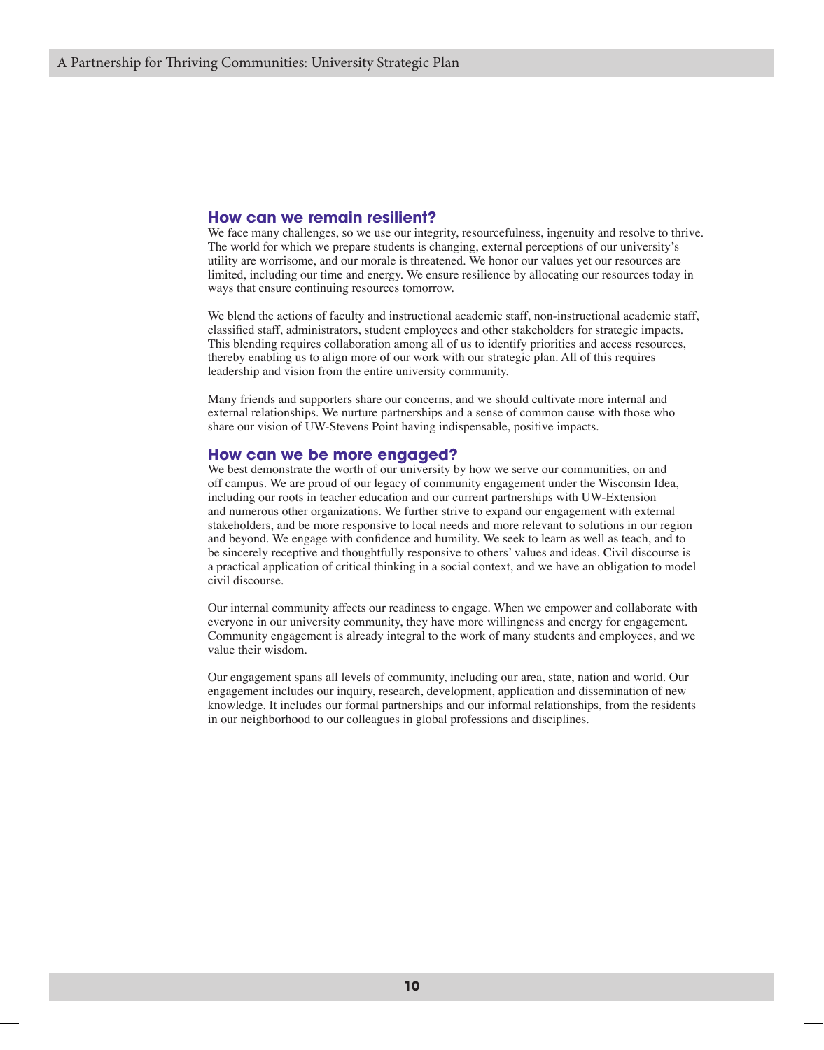## How can we remain resilient?

We face many challenges, so we use our integrity, resourcefulness, ingenuity and resolve to thrive. The world for which we prepare students is changing, external perceptions of our university's utility are worrisome, and our morale is threatened. We honor our values yet our resources are limited, including our time and energy. We ensure resilience by allocating our resources today in ways that ensure continuing resources tomorrow.

We blend the actions of faculty and instructional academic staff, non-instructional academic staff, classified staff, administrators, student employees and other stakeholders for strategic impacts. This blending requires collaboration among all of us to identify priorities and access resources, thereby enabling us to align more of our work with our strategic plan. All of this requires leadership and vision from the entire university community.

Many friends and supporters share our concerns, and we should cultivate more internal and external relationships. We nurture partnerships and a sense of common cause with those who share our vision of UW-Stevens Point having indispensable, positive impacts.

## How can we be more engaged?

We best demonstrate the worth of our university by how we serve our communities, on and off campus. We are proud of our legacy of community engagement under the Wisconsin Idea, including our roots in teacher education and our current partnerships with UW-Extension and numerous other organizations. We further strive to expand our engagement with external stakeholders, and be more responsive to local needs and more relevant to solutions in our region and beyond. We engage with confidence and humility. We seek to learn as well as teach, and to be sincerely receptive and thoughtfully responsive to others' values and ideas. Civil discourse is a practical application of critical thinking in a social context, and we have an obligation to model civil discourse.

Our internal community affects our readiness to engage. When we empower and collaborate with everyone in our university community, they have more willingness and energy for engagement. Community engagement is already integral to the work of many students and employees, and we value their wisdom.

Our engagement spans all levels of community, including our area, state, nation and world. Our engagement includes our inquiry, research, development, application and dissemination of new knowledge. It includes our formal partnerships and our informal relationships, from the residents in our neighborhood to our colleagues in global professions and disciplines.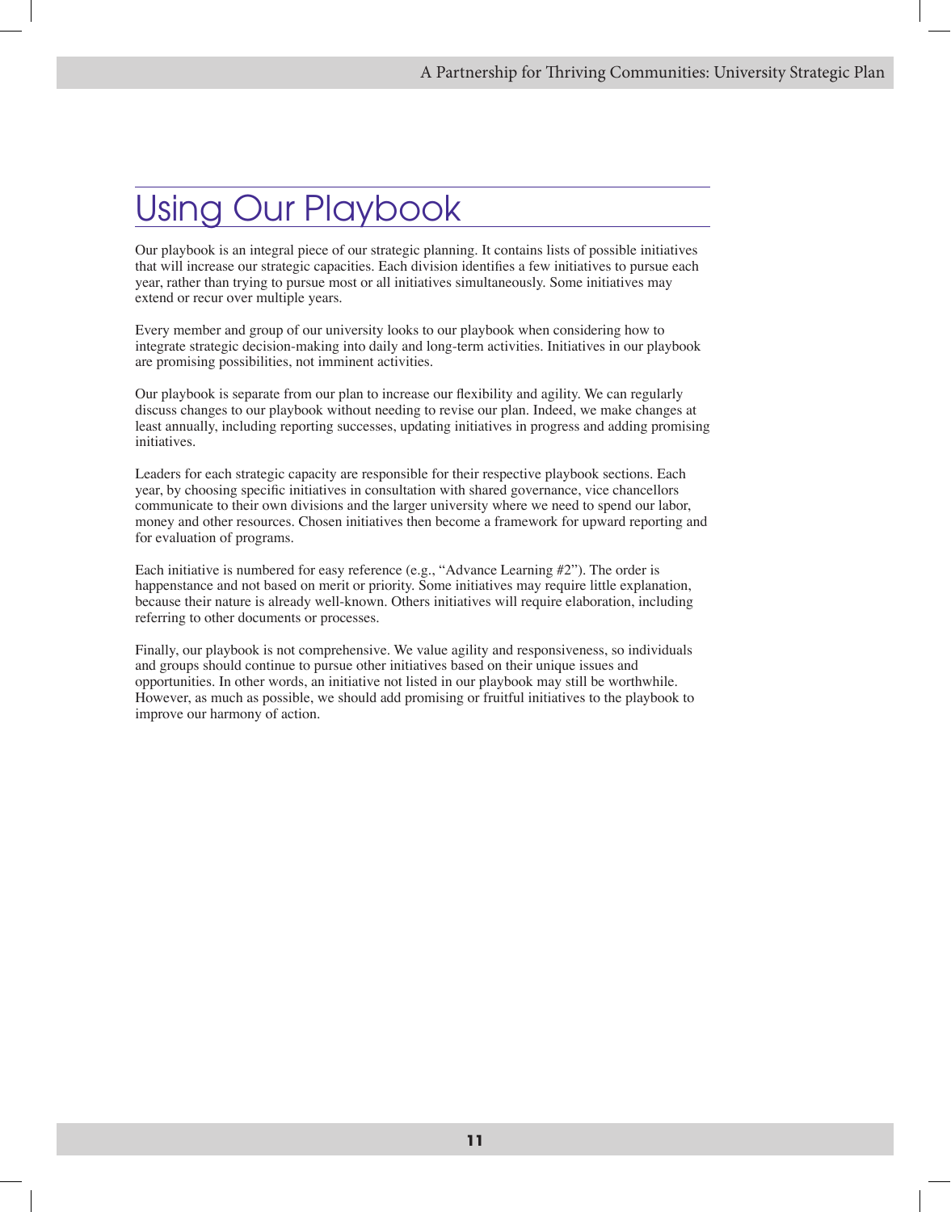# Using Our Playbook

Our playbook is an integral piece of our strategic planning. It contains lists of possible initiatives that will increase our strategic capacities. Each division identifies a few initiatives to pursue each year, rather than trying to pursue most or all initiatives simultaneously. Some initiatives may extend or recur over multiple years.

Every member and group of our university looks to our playbook when considering how to integrate strategic decision-making into daily and long-term activities. Initiatives in our playbook are promising possibilities, not imminent activities.

Our playbook is separate from our plan to increase our flexibility and agility. We can regularly discuss changes to our playbook without needing to revise our plan. Indeed, we make changes at least annually, including reporting successes, updating initiatives in progress and adding promising initiatives.

Leaders for each strategic capacity are responsible for their respective playbook sections. Each year, by choosing specific initiatives in consultation with shared governance, vice chancellors communicate to their own divisions and the larger university where we need to spend our labor, money and other resources. Chosen initiatives then become a framework for upward reporting and for evaluation of programs.

Each initiative is numbered for easy reference (e.g., "Advance Learning #2"). The order is happenstance and not based on merit or priority. Some initiatives may require little explanation, because their nature is already well-known. Others initiatives will require elaboration, including referring to other documents or processes.

Finally, our playbook is not comprehensive. We value agility and responsiveness, so individuals and groups should continue to pursue other initiatives based on their unique issues and opportunities. In other words, an initiative not listed in our playbook may still be worthwhile. However, as much as possible, we should add promising or fruitful initiatives to the playbook to improve our harmony of action.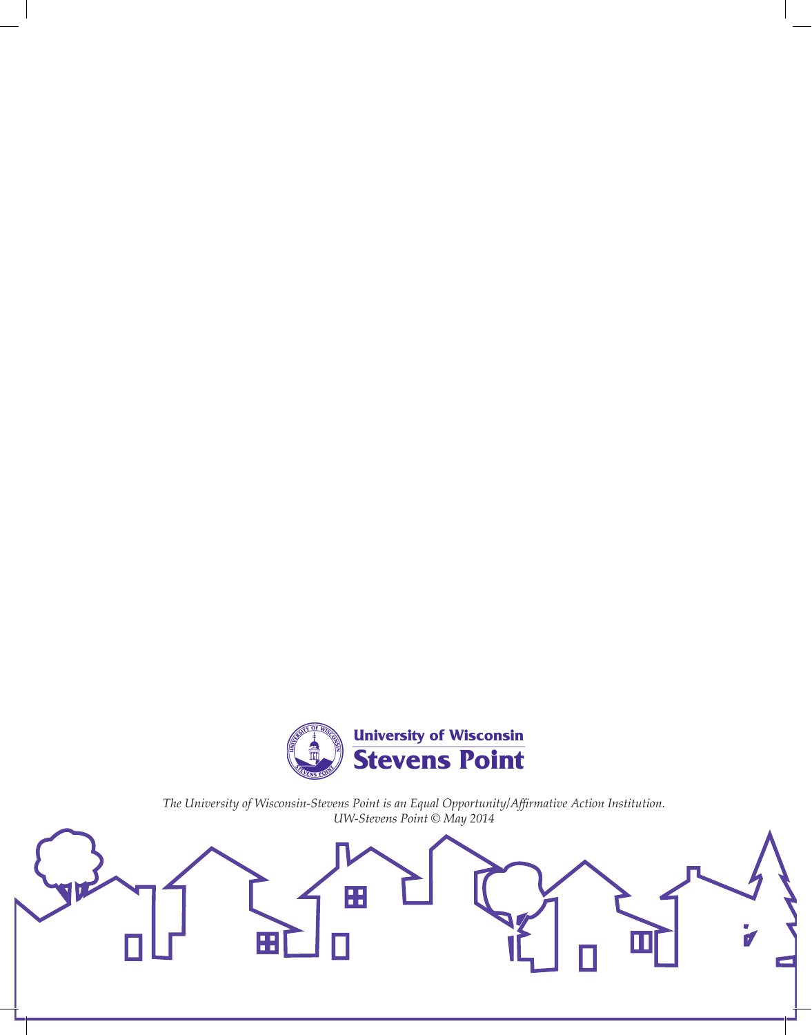University of Wisconsin
Stevens Point

*The University of Wisconsin-Stevens Point is an Equal Opportunity/Affirmative Action Institution.*
*UW-Stevens Point © May 2014*